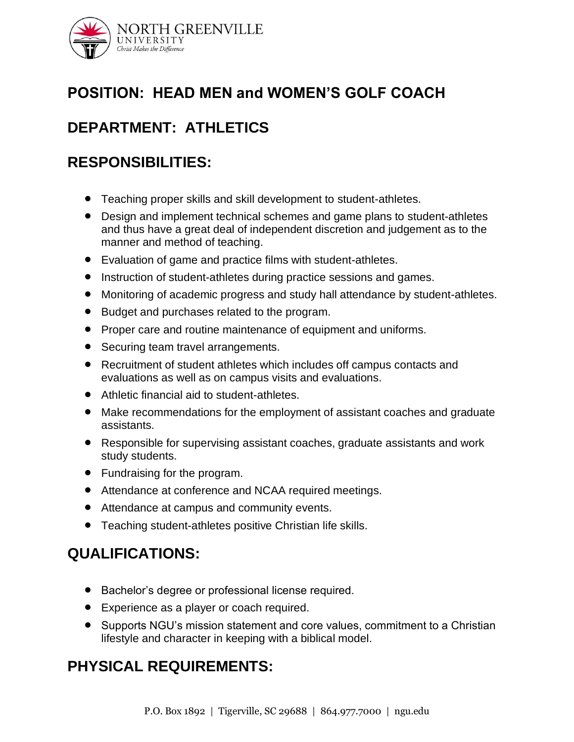NORTH GREENVILLE UNIVERSITY
*Christ Makes the Difference*

## POSITION: HEAD MEN and WOMEN'S GOLF COACH

## DEPARTMENT: ATHLETICS

## RESPONSIBILITIES:

- Teaching proper skills and skill development to student-athletes.
- Design and implement technical schemes and game plans to student-athletes and thus have a great deal of independent discretion and judgement as to the manner and method of teaching.
- Evaluation of game and practice films with student-athletes.
- Instruction of student-athletes during practice sessions and games.
- Monitoring of academic progress and study hall attendance by student-athletes.
- Budget and purchases related to the program.
- Proper care and routine maintenance of equipment and uniforms.
- Securing team travel arrangements.
- Recruitment of student athletes which includes off campus contacts and evaluations as well as on campus visits and evaluations.
- Athletic financial aid to student-athletes.
- Make recommendations for the employment of assistant coaches and graduate assistants.
- Responsible for supervising assistant coaches, graduate assistants and work study students.
- Fundraising for the program.
- Attendance at conference and NCAA required meetings.
- Attendance at campus and community events.
- Teaching student-athletes positive Christian life skills.

## QUALIFICATIONS:

- Bachelor's degree or professional license required.
- Experience as a player or coach required.
- Supports NGU's mission statement and core values, commitment to a Christian lifestyle and character in keeping with a biblical model.

## PHYSICAL REQUIREMENTS:

P.O. Box 1892 | Tigerville, SC 29688 | 864.977.7000 | ngu.edu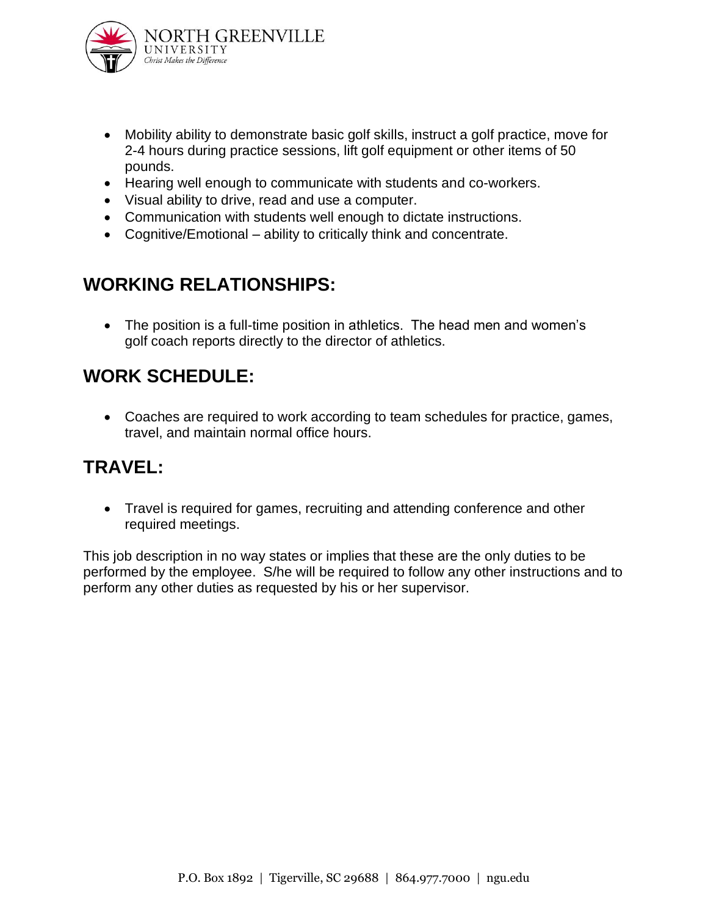- Mobility ability to demonstrate basic golf skills, instruct a golf practice, move for 2-4 hours during practice sessions, lift golf equipment or other items of 50 pounds.
- Hearing well enough to communicate with students and co-workers.
- Visual ability to drive, read and use a computer.
- Communication with students well enough to dictate instructions.
- Cognitive/Emotional – ability to critically think and concentrate.

## WORKING RELATIONSHIPS:

- The position is a full-time position in athletics. The head men and women's golf coach reports directly to the director of athletics.

## WORK SCHEDULE:

- Coaches are required to work according to team schedules for practice, games, travel, and maintain normal office hours.

## TRAVEL:

- Travel is required for games, recruiting and attending conference and other required meetings.

This job description in no way states or implies that these are the only duties to be performed by the employee. S/he will be required to follow any other instructions and to perform any other duties as requested by his or her supervisor.